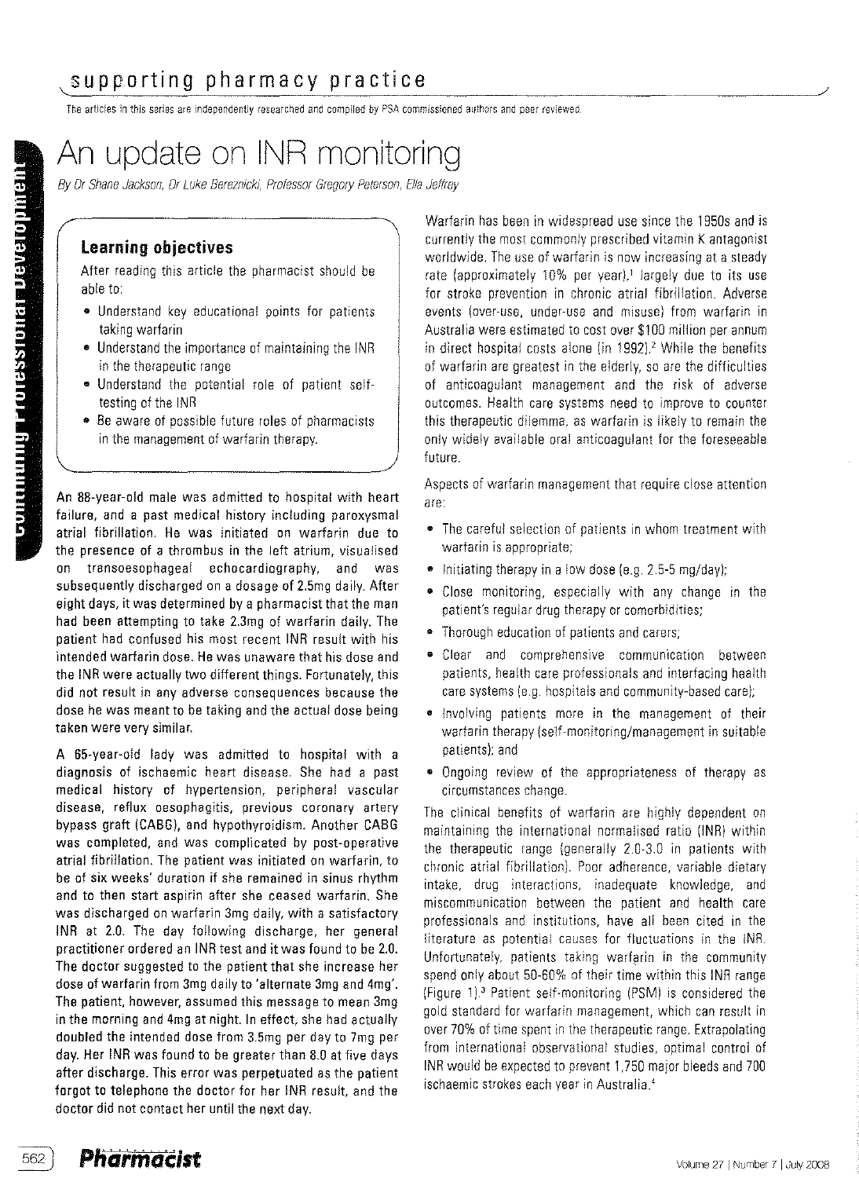# An update on INR monitoring

*By Dr Shane Jackson, Dr Luke Bereznicki, Professor Gregory Peterson, Ella Jeffrey*

The articles in this series are independently researched and compiled by PSA commissioned authors and peer reviewed.

## Learning objectives

After reading this article the pharmacist should be able to:

- Understand key educational points for patients taking warfarin
- Understand the importance of maintaining the INR in the therapeutic range
- Understand the potential role of patient self-testing of the INR
- Be aware of possible future roles of pharmacists in the management of warfarin therapy.

An 88-year-old male was admitted to hospital with heart failure, and a past medical history including paroxysmal atrial fibrillation. He was initiated on warfarin due to the presence of a thrombus in the left atrium, visualised on transoesophageal echocardiography, and was subsequently discharged on a dosage of 2.5mg daily. After eight days, it was determined by a pharmacist that the man had been attempting to take 2.3mg of warfarin daily. The patient had confused his most recent INR result with his intended warfarin dose. He was unaware that his dose and the INR were actually two different things. Fortunately, this did not result in any adverse consequences because the dose he was meant to be taking and the actual dose being taken were very similar.

A 65-year-old lady was admitted to hospital with a diagnosis of ischaemic heart disease. She had a past medical history of hypertension, peripheral vascular disease, reflux oesophagitis, previous coronary artery bypass graft (CABG), and hypothyroidism. Another CABG was completed, and was complicated by post-operative atrial fibrillation. The patient was initiated on warfarin, to be of six weeks' duration if she remained in sinus rhythm and to then start aspirin after she ceased warfarin. She was discharged on warfarin 3mg daily, with a satisfactory INR at 2.0. The day following discharge, her general practitioner ordered an INR test and it was found to be 2.0. The doctor suggested to the patient that she increase her dose of warfarin from 3mg daily to 'alternate 3mg and 4mg'. The patient, however, assumed this message to mean 3mg in the morning and 4mg at night. In effect, she had actually doubled the intended dose from 3.5mg per day to 7mg per day. Her INR was found to be greater than 8.0 at five days after discharge. This error was perpetuated as the patient forgot to telephone the doctor for her INR result, and the doctor did not contact her until the next day.

Warfarin has been in widespread use since the 1950s and is currently the most commonly prescribed vitamin K antagonist worldwide. The use of warfarin is now increasing at a steady rate (approximately 10% per year),[1] largely due to its use for stroke prevention in chronic atrial fibrillation. Adverse events (over-use, under-use and misuse) from warfarin in Australia were estimated to cost over $100 million per annum in direct hospital costs alone (in 1992).[2] While the benefits of warfarin are greatest in the elderly, so are the difficulties of anticoagulant management and the risk of adverse outcomes. Health care systems need to improve to counter this therapeutic dilemma, as warfarin is likely to remain the only widely available oral anticoagulant for the foreseeable future.

Aspects of warfarin management that require close attention are:

- The careful selection of patients in whom treatment with warfarin is appropriate;
- Initiating therapy in a low dose (e.g. 2.5-5 mg/day);
- Close monitoring, especially with any change in the patient's regular drug therapy or comorbidities;
- Thorough education of patients and carers;
- Clear and comprehensive communication between patients, health care professionals and interfacing health care systems (e.g. hospitals and community-based care);
- Involving patients more in the management of their warfarin therapy (self-monitoring/management in suitable patients); and
- Ongoing review of the appropriateness of therapy as circumstances change.

The clinical benefits of warfarin are highly dependent on maintaining the international normalised ratio (INR) within the therapeutic range (generally 2.0-3.0 in patients with chronic atrial fibrillation). Poor adherence, variable dietary intake, drug interactions, inadequate knowledge, and miscommunication between the patient and health care professionals and institutions, have all been cited in the literature as potential causes for fluctuations in the INR. Unfortunately, patients taking warfarin in the community spend only about 50-60% of their time within this INR range (Figure 1).[3] Patient self-monitoring (PSM) is considered the gold standard for warfarin management, which can result in over 70% of time spent in the therapeutic range. Extrapolating from international observational studies, optimal control of INR would be expected to prevent 1,750 major bleeds and 700 ischaemic strokes each year in Australia.[4]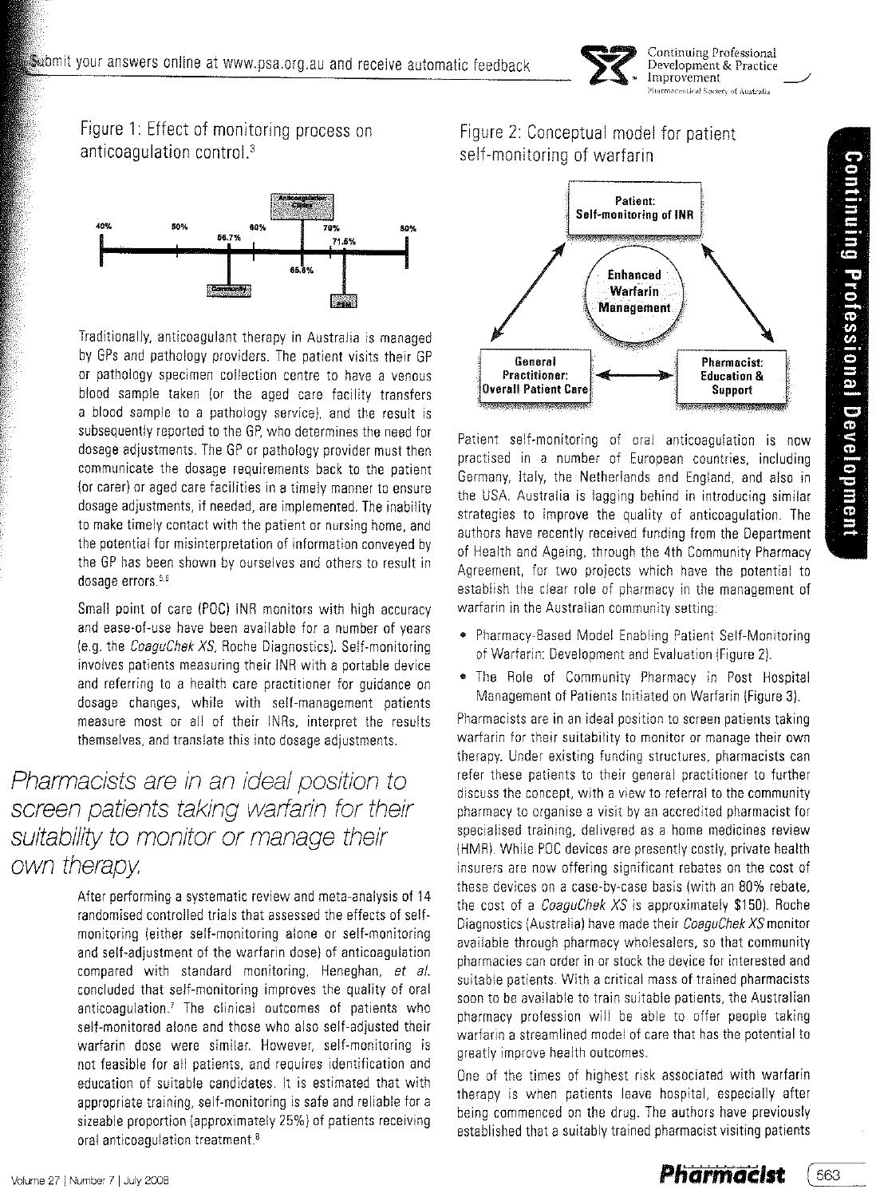Figure 1: Effect of monitoring process on anticoagulation control.[3]

Figure 2: Conceptual model for patient self-monitoring of warfarin

Traditionally, anticoagulant therapy in Australia is managed by GPs and pathology providers. The patient visits their GP or pathology specimen collection centre to have a venous blood sample taken (or the aged care facility transfers a blood sample to a pathology service), and the result is subsequently reported to the GP, who determines the need for dosage adjustments. The GP or pathology provider must then communicate the dosage requirements back to the patient (or carer) or aged care facilities in a timely manner to ensure dosage adjustments, if needed, are implemented. The inability to make timely contact with the patient or nursing home, and the potential for misinterpretation of information conveyed by the GP has been shown by ourselves and others to result in dosage errors.[5,6]

Small point of care (POC) INR monitors with high accuracy and ease-of-use have been available for a number of years (e.g. the *CoaguChek XS*, Roche Diagnostics). Self-monitoring involves patients measuring their INR with a portable device and referring to a health care practitioner for guidance on dosage changes, while with self-management patients measure most or all of their INRs, interpret the results themselves, and translate this into dosage adjustments.

*Pharmacists are in an ideal position to screen patients taking warfarin for their suitability to monitor or manage their own therapy.*

After performing a systematic review and meta-analysis of 14 randomised controlled trials that assessed the effects of self-monitoring (either self-monitoring alone or self-monitoring and self-adjustment of the warfarin dose) of anticoagulation compared with standard monitoring, Heneghan, *et al.* concluded that self-monitoring improves the quality of oral anticoagulation.[7] The clinical outcomes of patients who self-monitored alone and those who also self-adjusted their warfarin dose were similar. However, self-monitoring is not feasible for all patients, and requires identification and education of suitable candidates. It is estimated that with appropriate training, self-monitoring is safe and reliable for a sizeable proportion (approximately 25%) of patients receiving oral anticoagulation treatment.[8]

Patient self-monitoring of oral anticoagulation is now practised in a number of European countries, including Germany, Italy, the Netherlands and England, and also in the USA. Australia is lagging behind in introducing similar strategies to improve the quality of anticoagulation. The authors have recently received funding from the Department of Health and Ageing, through the 4th Community Pharmacy Agreement, for two projects which have the potential to establish the clear role of pharmacy in the management of warfarin in the Australian community setting:

- Pharmacy-Based Model Enabling Patient Self-Monitoring of Warfarin: Development and Evaluation (Figure 2).
- The Role of Community Pharmacy in Post Hospital Management of Patients Initiated on Warfarin (Figure 3).

Pharmacists are in an ideal position to screen patients taking warfarin for their suitability to monitor or manage their own therapy. Under existing funding structures, pharmacists can refer these patients to their general practitioner to further discuss the concept, with a view to referral to the community pharmacy to organise a visit by an accredited pharmacist for specialised training, delivered as a home medicines review (HMR). While POC devices are presently costly, private health insurers are now offering significant rebates on the cost of these devices on a case-by-case basis (with an 80% rebate, the cost of a *CoaguChek XS* is approximately $150). Roche Diagnostics (Australia) have made their *CoaguChek XS* monitor available through pharmacy wholesalers, so that community pharmacies can order in or stock the device for interested and suitable patients. With a critical mass of trained pharmacists soon to be available to train suitable patients, the Australian pharmacy profession will be able to offer people taking warfarin a streamlined model of care that has the potential to greatly improve health outcomes.

One of the times of highest risk associated with warfarin therapy is when patients leave hospital, especially after being commenced on the drug. The authors have previously established that a suitably trained pharmacist visiting patients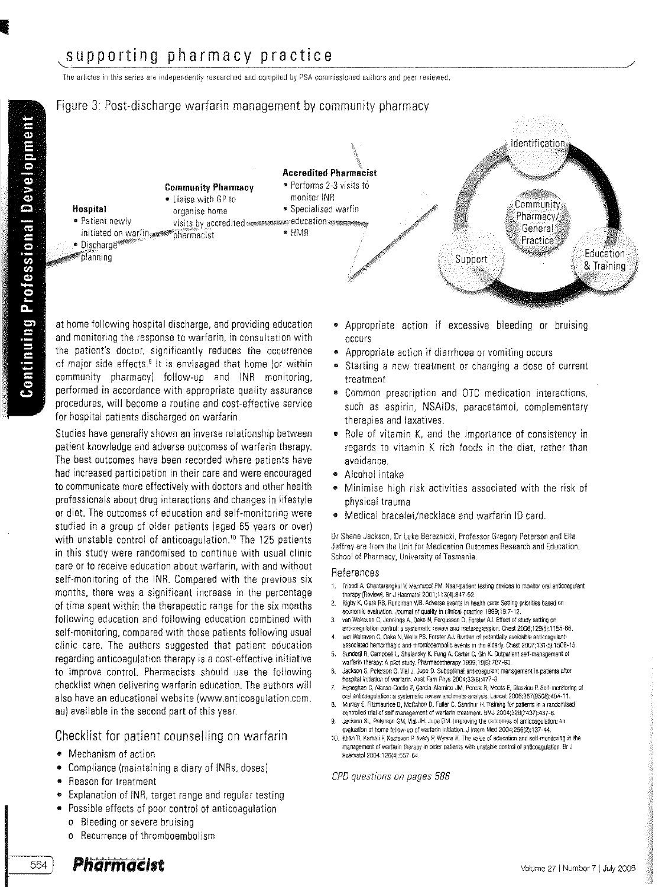Figure 3: Post-discharge warfarin management by community pharmacy

**Hospital**
- Patient newly initiated on warfin
- Discharge planning

**Community Pharmacy**
- Liaise with GP to organise home visits by accredited pharmacist

**Accredited Pharmacist**
- Performs 2-3 visits to monitor INR
- Specialised warfin education
- HMR

Identification
Community Pharmacy/ General Practice
Education & Training
Support

at home following hospital discharge, and providing education and monitoring the response to warfarin, in consultation with the patient's doctor, significantly reduces the occurrence of major side effects.[9] It is envisaged that home (or within community pharmacy) follow-up and INR monitoring, performed in accordance with appropriate quality assurance procedures, will become a routine and cost-effective service for hospital patients discharged on warfarin.

Studies have generally shown an inverse relationship between patient knowledge and adverse outcomes of warfarin therapy. The best outcomes have been recorded where patients have had increased participation in their care and were encouraged to communicate more effectively with doctors and other health professionals about drug interactions and changes in lifestyle or diet. The outcomes of education and self-monitoring were studied in a group of older patients (aged 65 years or over) with unstable control of anticoagulation.[10] The 125 patients in this study were randomised to continue with usual clinic care or to receive education about warfarin, with and without self-monitoring of the INR. Compared with the previous six months, there was a significant increase in the percentage of time spent within the therapeutic range for the six months following education and following education combined with self-monitoring, compared with those patients following usual clinic care. The authors suggested that patient education regarding anticoagulation therapy is a cost-effective initiative to improve control. Pharmacists should use the following checklist when delivering warfarin education. The authors will also have an educational website (www.anticoagulation.com.au) available in the second part of this year.

## Checklist for patient counselling on warfarin

- Mechanism of action
- Compliance (maintaining a diary of INRs, doses)
- Reason for treatment
- Explanation of INR, target range and regular testing
- Possible effects of poor control of anticoagulation
  - Bleeding or severe bruising
  - Recurrence of thromboembolism
- Appropriate action if excessive bleeding or bruising occurs
- Appropriate action if diarrhoea or vomiting occurs
- Starting a new treatment or changing a dose of current treatment
- Common prescription and OTC medication interactions, such as aspirin, NSAIDs, paracetamol, complementary therapies and laxatives.
- Role of vitamin K, and the importance of consistency in regards to vitamin K rich foods in the diet, rather than avoidance.
- Alcohol intake
- Minimise high risk activities associated with the risk of physical trauma
- Medical bracelet/necklace and warfarin ID card.

Dr Shane Jackson, Dr Luke Bereznicki, Professor Gregory Peterson and Ella Jeffrey are from the Unit for Medication Outcomes Research and Education, School of Pharmacy, University of Tasmania.

## References

1. Tripodi A, Chantarangkul V, Mannucci PM. Near-patient testing devices to monitor oral anticoagulant therapy [Review]. Br J Haematol 2001;113(4):847-52.
2. Rigby K, Clark RB, Runciman WB. Adverse events in health care: Setting priorities based on economic evaluation. Journal of quality in clinical practice 1999;19:7-12.
3. van Walraven C, Jennings A, Oake N, Fergusson D, Forster AJ. Effect of study setting on anticoagulation control: a systematic review and metaregression. Chest 2006;129(5):1155-66.
4. van Walraven C, Oake N, Wells PS, Forster AJ. Burden of potentially avoidable anticoagulant-associated hemorrhagic and thromboembolic events in the elderly. Chest 2007;131(5):1508-15.
5. Sunderji R, Campbell L, Shalansky K, Fung A, Carter C, Gin K. Outpatient self-management of warfarin therapy: A pilot study. Pharmacotherapy 1999;19(6):787-93.
6. Jackson S, Peterson G, Vial J, Jupe D. Suboptimal anticoagulant management in patients after hospital initiation of warfarin. Aust Fam Phys 2004;33(6):477-8.
7. Heneghan C, Alonso-Coello P, Garcia-Alamino JM, Perera R, Meats E, Glasziou P. Self-monitoring of oral anticoagulation: a systematic review and meta-analysis. Lancet 2006;367(9508):404-11.
8. Murray E, Fitzmaurice D, McCahon D, Fuller C, Sandhur H. Training for patients in a randomised controlled trial of self management of warfarin treatment. BMJ 2004;328(7437):437-8.
9. Jackson SL, Peterson GM, Vial JH, Jupe DM. Improving the outcomes of anticoagulation: an evaluation of home follow-up of warfarin initiation. J Intern Med 2004;256(2):137-44.
10. Khan TI, Kamali F, Kesteven P, Avery P, Wynne H. The value of education and self-monitoring in the management of warfarin therapy in older patients with unstable control of anticoagulation. Br J Haematol 2004;126(4):557-64.

*CPD questions on pages 586*